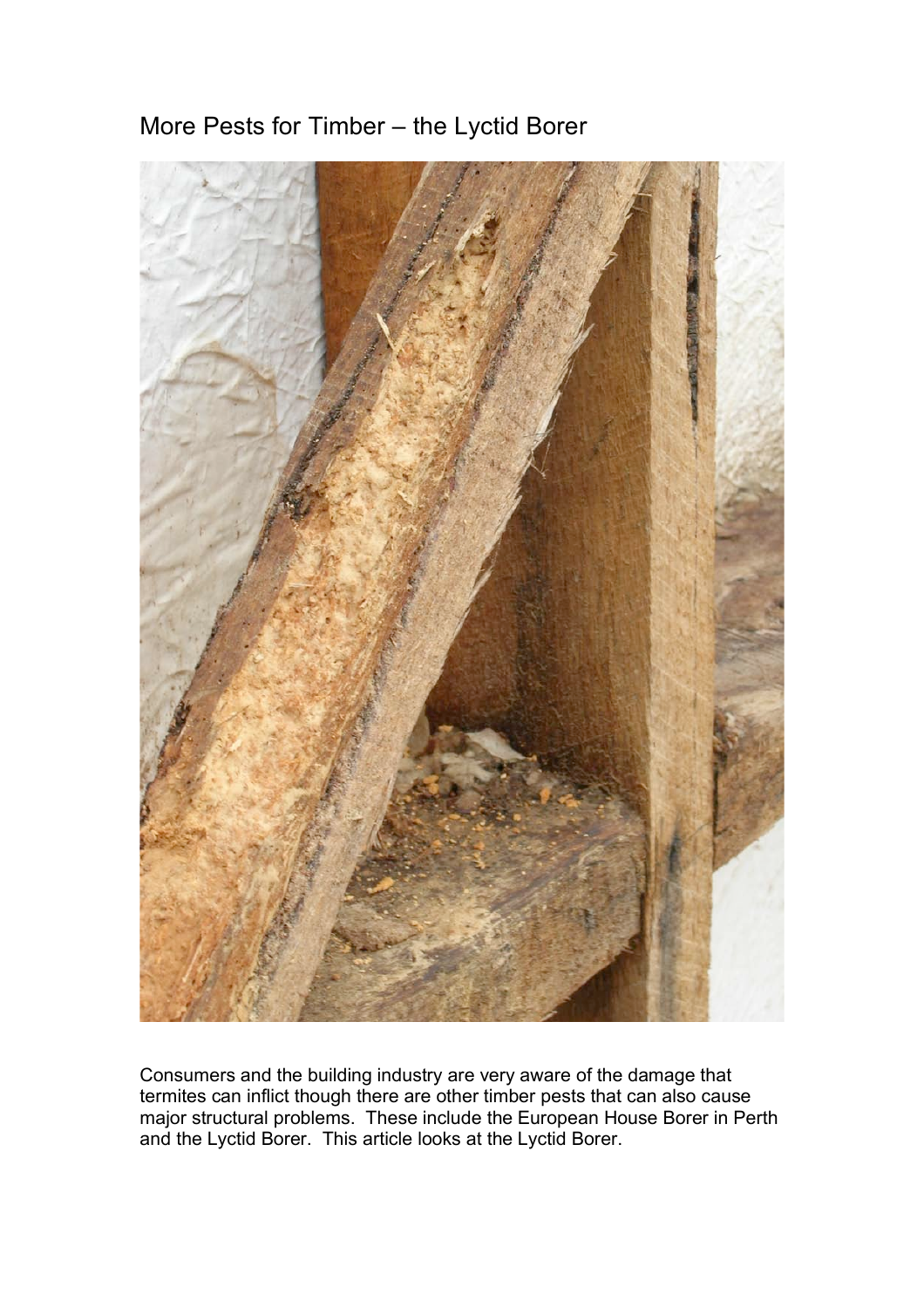# More Pests for Timber – the Lyctid Borer

Consumers and the building industry are very aware of the damage that termites can inflict though there are other timber pests that can also cause major structural problems. These include the European House Borer in Perth and the Lyctid Borer. This article looks at the Lyctid Borer.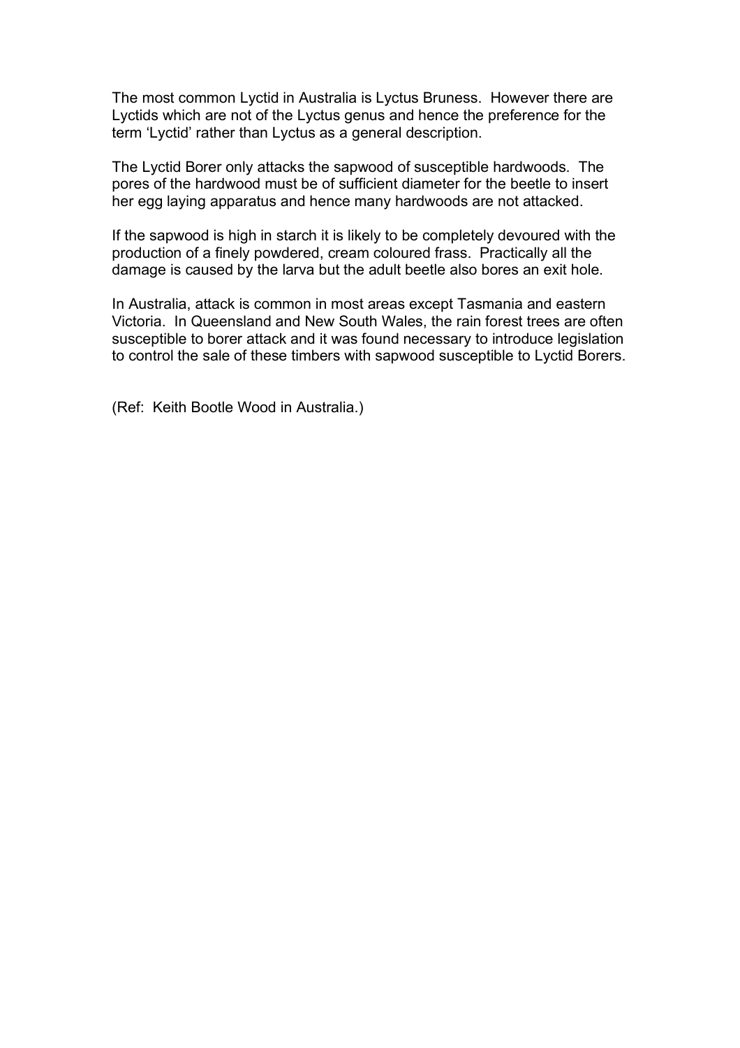The most common Lyctid in Australia is Lyctus Bruness. However there are Lyctids which are not of the Lyctus genus and hence the preference for the term 'Lyctid' rather than Lyctus as a general description.

The Lyctid Borer only attacks the sapwood of susceptible hardwoods. The pores of the hardwood must be of sufficient diameter for the beetle to insert her egg laying apparatus and hence many hardwoods are not attacked.

If the sapwood is high in starch it is likely to be completely devoured with the production of a finely powdered, cream coloured frass. Practically all the damage is caused by the larva but the adult beetle also bores an exit hole.

In Australia, attack is common in most areas except Tasmania and eastern Victoria. In Queensland and New South Wales, the rain forest trees are often susceptible to borer attack and it was found necessary to introduce legislation to control the sale of these timbers with sapwood susceptible to Lyctid Borers.

(Ref: Keith Bootle Wood in Australia.)